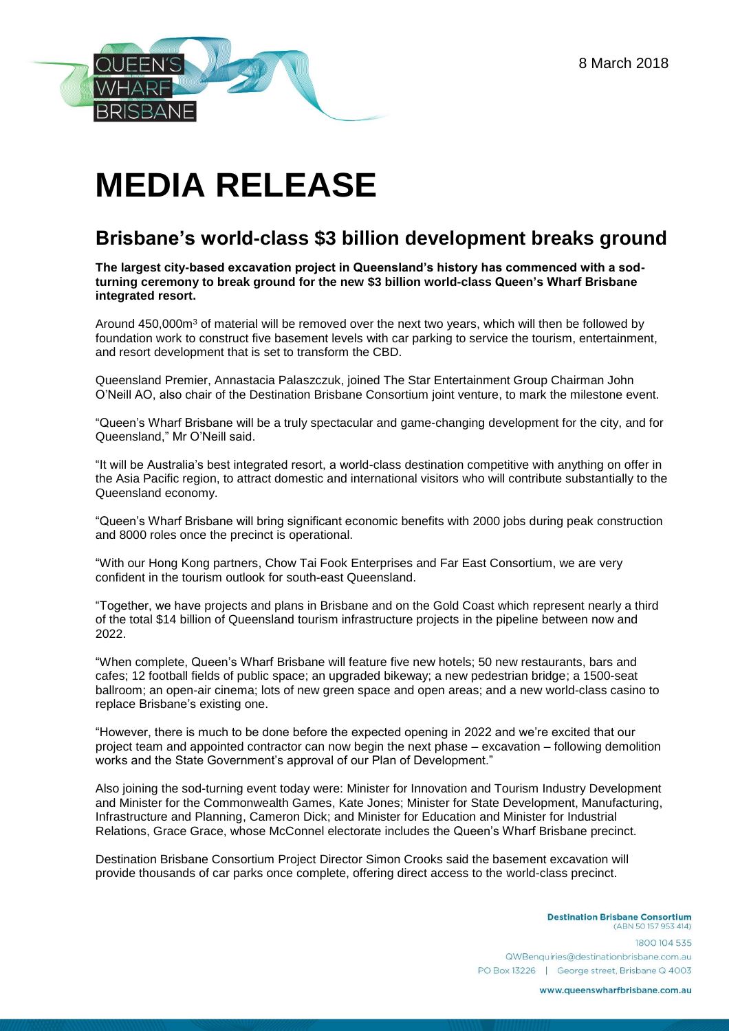8 March 2018

# MEDIA RELEASE

## Brisbane's world-class $3 billion development breaks ground

**The largest city-based excavation project in Queensland's history has commenced with a sod-turning ceremony to break ground for the new $3 billion world-class Queen's Wharf Brisbane integrated resort.**

Around 450,000m$^3$ of material will be removed over the next two years, which will then be followed by foundation work to construct five basement levels with car parking to service the tourism, entertainment, and resort development that is set to transform the CBD.

Queensland Premier, Annastacia Palaszczuk, joined The Star Entertainment Group Chairman John O'Neill AO, also chair of the Destination Brisbane Consortium joint venture, to mark the milestone event.

"Queen's Wharf Brisbane will be a truly spectacular and game-changing development for the city, and for Queensland," Mr O'Neill said.

"It will be Australia's best integrated resort, a world-class destination competitive with anything on offer in the Asia Pacific region, to attract domestic and international visitors who will contribute substantially to the Queensland economy.

"Queen's Wharf Brisbane will bring significant economic benefits with 2000 jobs during peak construction and 8000 roles once the precinct is operational.

"With our Hong Kong partners, Chow Tai Fook Enterprises and Far East Consortium, we are very confident in the tourism outlook for south-east Queensland.

"Together, we have projects and plans in Brisbane and on the Gold Coast which represent nearly a third of the total $14 billion of Queensland tourism infrastructure projects in the pipeline between now and 2022.

"When complete, Queen's Wharf Brisbane will feature five new hotels; 50 new restaurants, bars and cafes; 12 football fields of public space; an upgraded bikeway; a new pedestrian bridge; a 1500-seat ballroom; an open-air cinema; lots of new green space and open areas; and a new world-class casino to replace Brisbane's existing one.

"However, there is much to be done before the expected opening in 2022 and we're excited that our project team and appointed contractor can now begin the next phase – excavation – following demolition works and the State Government's approval of our Plan of Development."

Also joining the sod-turning event today were: Minister for Innovation and Tourism Industry Development and Minister for the Commonwealth Games, Kate Jones; Minister for State Development, Manufacturing, Infrastructure and Planning, Cameron Dick; and Minister for Education and Minister for Industrial Relations, Grace Grace, whose McConnel electorate includes the Queen's Wharf Brisbane precinct.

Destination Brisbane Consortium Project Director Simon Crooks said the basement excavation will provide thousands of car parks once complete, offering direct access to the world-class precinct.

**Destination Brisbane Consortium**
(ABN 50 157 953 414)
1800 104 535
QWBenquiries@destinationbrisbane.com.au
PO Box 13226 | George street, Brisbane Q 4003
www.queenswharfbrisbane.com.au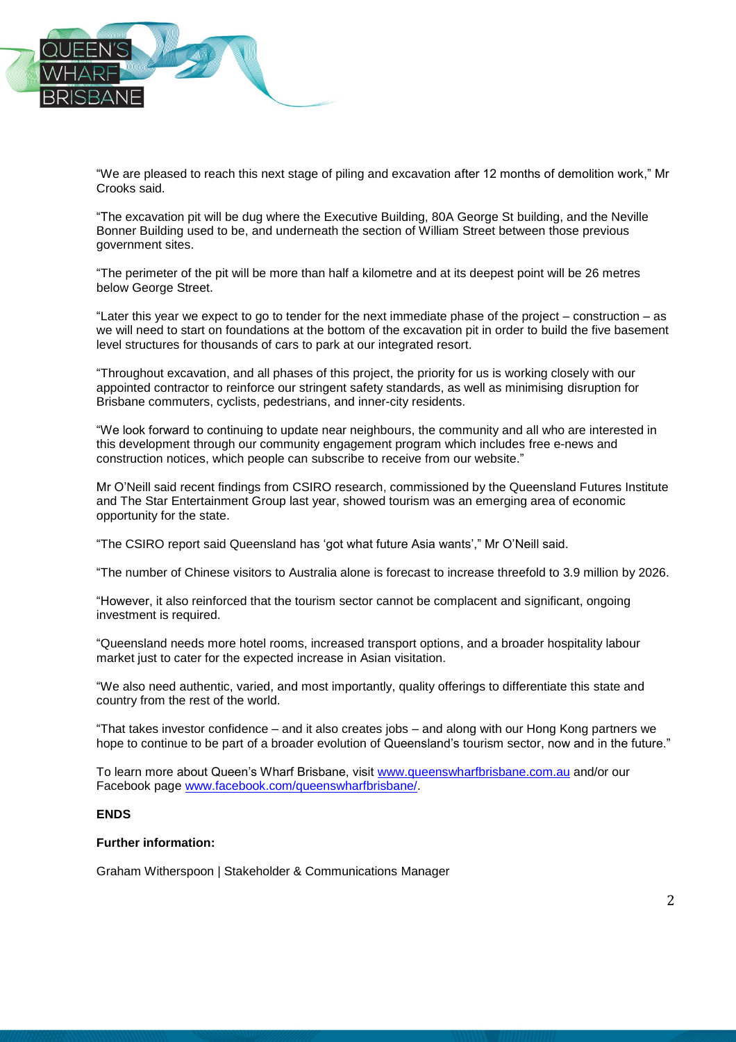“We are pleased to reach this next stage of piling and excavation after 12 months of demolition work,” Mr Crooks said.

“The excavation pit will be dug where the Executive Building, 80A George St building, and the Neville Bonner Building used to be, and underneath the section of William Street between those previous government sites.

“The perimeter of the pit will be more than half a kilometre and at its deepest point will be 26 metres below George Street.

“Later this year we expect to go to tender for the next immediate phase of the project – construction – as we will need to start on foundations at the bottom of the excavation pit in order to build the five basement level structures for thousands of cars to park at our integrated resort.

“Throughout excavation, and all phases of this project, the priority for us is working closely with our appointed contractor to reinforce our stringent safety standards, as well as minimising disruption for Brisbane commuters, cyclists, pedestrians, and inner-city residents.

“We look forward to continuing to update near neighbours, the community and all who are interested in this development through our community engagement program which includes free e-news and construction notices, which people can subscribe to receive from our website.”

Mr O’Neill said recent findings from CSIRO research, commissioned by the Queensland Futures Institute and The Star Entertainment Group last year, showed tourism was an emerging area of economic opportunity for the state.

“The CSIRO report said Queensland has ‘got what future Asia wants’,” Mr O’Neill said.

“The number of Chinese visitors to Australia alone is forecast to increase threefold to 3.9 million by 2026.

“However, it also reinforced that the tourism sector cannot be complacent and significant, ongoing investment is required.

“Queensland needs more hotel rooms, increased transport options, and a broader hospitality labour market just to cater for the expected increase in Asian visitation.

“We also need authentic, varied, and most importantly, quality offerings to differentiate this state and country from the rest of the world.

“That takes investor confidence – and it also creates jobs – and along with our Hong Kong partners we hope to continue to be part of a broader evolution of Queensland’s tourism sector, now and in the future.”

To learn more about Queen’s Wharf Brisbane, visit www.queenswharfbrisbane.com.au and/or our Facebook page www.facebook.com/queenswharfbrisbane/.

**ENDS**

**Further information:**

Graham Witherspoon | Stakeholder & Communications Manager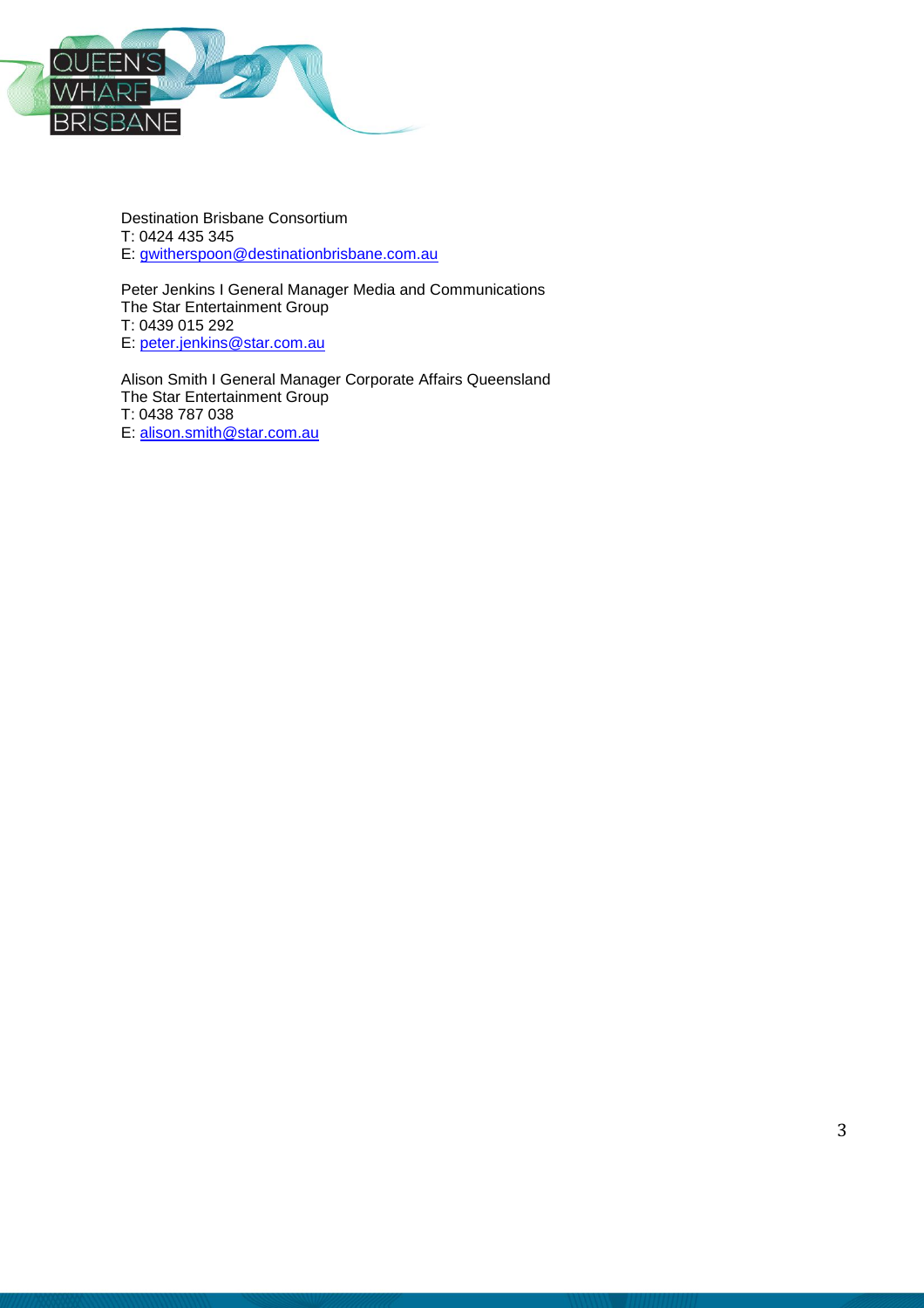Destination Brisbane Consortium
T: 0424 435 345
E: gwitherspoon@destinationbrisbane.com.au

Peter Jenkins I General Manager Media and Communications
The Star Entertainment Group
T: 0439 015 292
E: peter.jenkins@star.com.au

Alison Smith I General Manager Corporate Affairs Queensland
The Star Entertainment Group
T: 0438 787 038
E: alison.smith@star.com.au